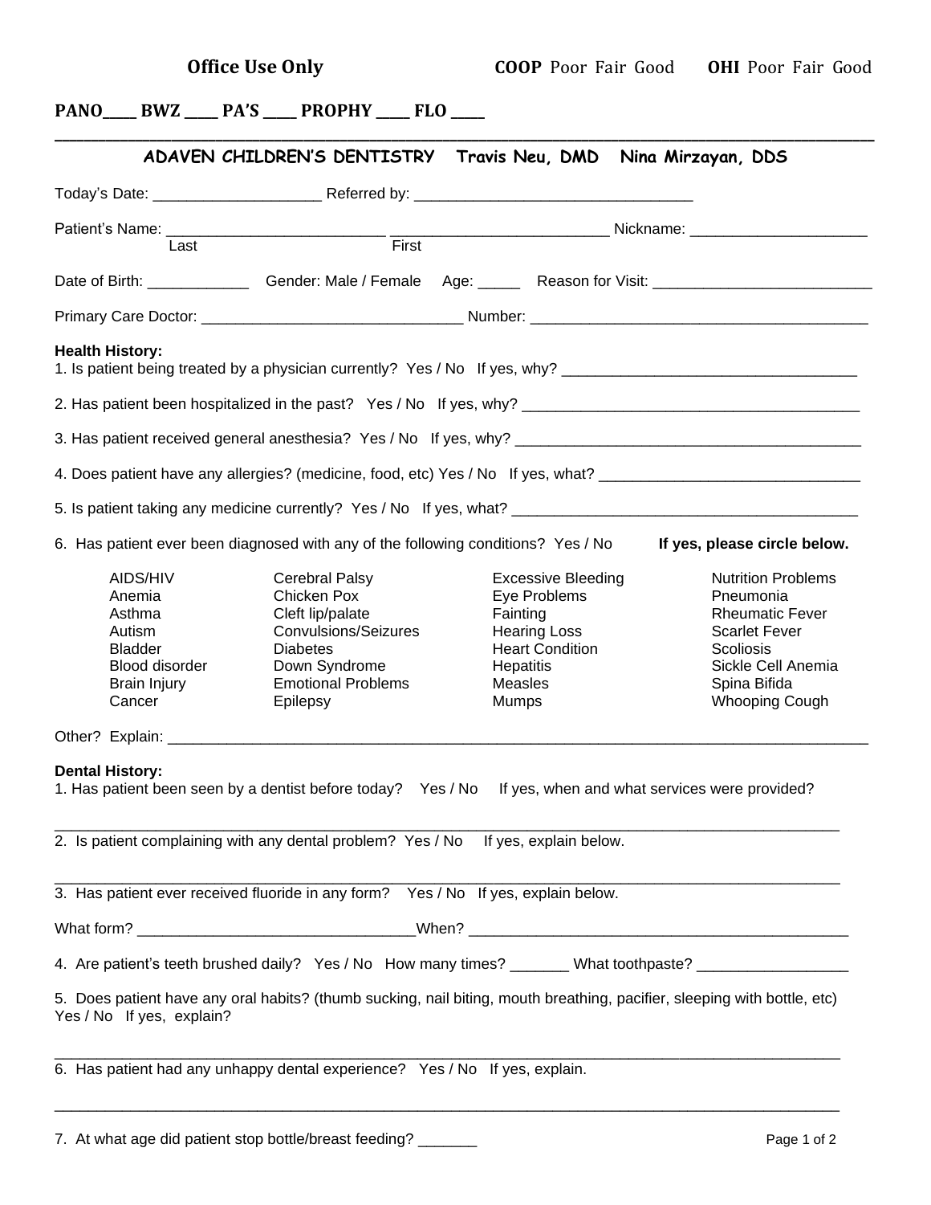**Office Use Only** **COOP** Poor Fair Good **OHI** Poor Fair Good

**PANO\_\_\_\_ BWZ \_\_\_\_ PA'S \_\_\_\_ PROPHY \_\_\_\_ FLO \_\_\_\_**

## ADAVEN CHILDREN'S DENTISTRY Travis Neu, DMD Nina Mirzayan, DDS

Today's Date: \_\_\_\_\_\_\_\_\_\_\_\_\_\_\_\_\_\_\_\_ Referred by: \_\_\_\_\_\_\_\_\_\_\_\_\_\_\_\_\_\_\_\_\_\_\_\_\_\_\_\_\_\_\_\_\_\_

Patient's Name: \_\_\_\_\_\_\_\_\_\_\_\_\_\_\_\_\_\_\_\_\_\_\_\_\_\_ (Last) \_\_\_\_\_\_\_\_\_\_\_\_\_\_\_\_\_\_\_\_\_\_\_\_\_\_ (First) Nickname: \_\_\_\_\_\_\_\_\_\_\_\_\_\_\_\_\_\_\_\_\_

Date of Birth: \_\_\_\_\_\_\_\_\_\_\_\_ Gender: Male / Female Age: \_\_\_\_\_ Reason for Visit: \_\_\_\_\_\_\_\_\_\_\_\_\_\_\_\_\_\_\_\_\_\_\_\_\_\_

Primary Care Doctor: \_\_\_\_\_\_\_\_\_\_\_\_\_\_\_\_\_\_\_\_\_\_\_\_\_\_\_\_\_\_\_ Number: \_\_\_\_\_\_\_\_\_\_\_\_\_\_\_\_\_\_\_\_\_\_\_\_\_\_\_\_\_\_\_\_\_\_\_\_\_\_\_\_

**Health History:**

1. Is patient being treated by a physician currently? Yes / No If yes, why? \_\_\_\_\_\_\_\_\_\_\_\_\_\_\_\_\_\_\_\_\_\_\_\_\_\_\_\_\_\_\_\_\_\_\_

2. Has patient been hospitalized in the past? Yes / No If yes, why? \_\_\_\_\_\_\_\_\_\_\_\_\_\_\_\_\_\_\_\_\_\_\_\_\_\_\_\_\_\_\_\_\_\_\_\_\_\_\_\_

3. Has patient received general anesthesia? Yes / No If yes, why? \_\_\_\_\_\_\_\_\_\_\_\_\_\_\_\_\_\_\_\_\_\_\_\_\_\_\_\_\_\_\_\_\_\_\_\_\_\_\_\_\_

4. Does patient have any allergies? (medicine, food, etc) Yes / No If yes, what? \_\_\_\_\_\_\_\_\_\_\_\_\_\_\_\_\_\_\_\_\_\_\_\_\_\_\_\_\_\_\_

5. Is patient taking any medicine currently? Yes / No If yes, what? \_\_\_\_\_\_\_\_\_\_\_\_\_\_\_\_\_\_\_\_\_\_\_\_\_\_\_\_\_\_\_\_\_\_\_\_\_\_\_\_\_

6. Has patient ever been diagnosed with any of the following conditions? Yes / No **If yes, please circle below.**

| | | | |
|---|---|---|---|
| AIDS/HIV | Cerebral Palsy | Excessive Bleeding | Nutrition Problems |
| Anemia | Chicken Pox | Eye Problems | Pneumonia |
| Asthma | Cleft lip/palate | Fainting | Rheumatic Fever |
| Autism | Convulsions/Seizures | Hearing Loss | Scarlet Fever |
| Bladder | Diabetes | Heart Condition | Scoliosis |
| Blood disorder | Down Syndrome | Hepatitis | Sickle Cell Anemia |
| Brain Injury | Emotional Problems | Measles | Spina Bifida |
| Cancer | Epilepsy | Mumps | Whooping Cough |

Other? Explain: \_\_\_\_\_\_\_\_\_\_\_\_\_\_\_\_\_\_\_\_\_\_\_\_\_\_\_\_\_\_\_\_\_\_\_\_\_\_\_\_\_\_\_\_\_\_\_\_\_\_\_\_\_\_\_\_\_\_\_\_\_\_\_\_\_\_\_\_\_\_\_\_\_\_\_\_\_\_\_\_\_\_\_\_

**Dental History:**

1. Has patient been seen by a dentist before today? Yes / No If yes, when and what services were provided?

\_\_\_\_\_\_\_\_\_\_\_\_\_\_\_\_\_\_\_\_\_\_\_\_\_\_\_\_\_\_\_\_\_\_\_\_\_\_\_\_\_\_\_\_\_\_\_\_\_\_\_\_\_\_\_\_\_\_\_\_\_\_\_\_\_\_\_\_\_\_\_\_\_\_\_\_\_\_\_\_\_\_\_\_\_\_\_\_\_\_\_\_

2. Is patient complaining with any dental problem? Yes / No If yes, explain below.

\_\_\_\_\_\_\_\_\_\_\_\_\_\_\_\_\_\_\_\_\_\_\_\_\_\_\_\_\_\_\_\_\_\_\_\_\_\_\_\_\_\_\_\_\_\_\_\_\_\_\_\_\_\_\_\_\_\_\_\_\_\_\_\_\_\_\_\_\_\_\_\_\_\_\_\_\_\_\_\_\_\_\_\_\_\_\_\_\_\_\_\_

3. Has patient ever received fluoride in any form? Yes / No If yes, explain below.

What form? \_\_\_\_\_\_\_\_\_\_\_\_\_\_\_\_\_\_\_\_\_\_\_\_\_\_\_\_\_\_\_\_\_\_When? \_\_\_\_\_\_\_\_\_\_\_\_\_\_\_\_\_\_\_\_\_\_\_\_\_\_\_\_\_\_\_\_\_\_\_\_\_\_\_\_\_\_\_\_\_\_\_

4. Are patient's teeth brushed daily? Yes / No How many times? \_\_\_\_\_\_\_ What toothpaste? \_\_\_\_\_\_\_\_\_\_\_\_\_\_\_\_\_\_

5. Does patient have any oral habits? (thumb sucking, nail biting, mouth breathing, pacifier, sleeping with bottle, etc) Yes / No If yes, explain?

\_\_\_\_\_\_\_\_\_\_\_\_\_\_\_\_\_\_\_\_\_\_\_\_\_\_\_\_\_\_\_\_\_\_\_\_\_\_\_\_\_\_\_\_\_\_\_\_\_\_\_\_\_\_\_\_\_\_\_\_\_\_\_\_\_\_\_\_\_\_\_\_\_\_\_\_\_\_\_\_\_\_\_\_\_\_\_\_\_\_\_\_

6. Has patient had any unhappy dental experience? Yes / No If yes, explain.

\_\_\_\_\_\_\_\_\_\_\_\_\_\_\_\_\_\_\_\_\_\_\_\_\_\_\_\_\_\_\_\_\_\_\_\_\_\_\_\_\_\_\_\_\_\_\_\_\_\_\_\_\_\_\_\_\_\_\_\_\_\_\_\_\_\_\_\_\_\_\_\_\_\_\_\_\_\_\_\_\_\_\_\_\_\_\_\_\_\_\_\_

7. At what age did patient stop bottle/breast feeding? \_\_\_\_\_\_\_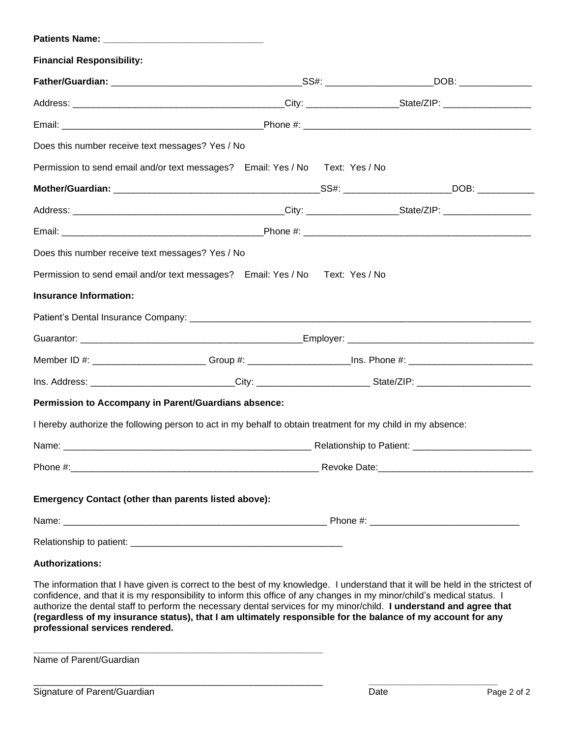**Patients Name: ______________________________**

**Financial Responsibility:**

**Father/Guardian:** ____________________________________SS#: ____________________DOB: ______________

Address: ________________________________________City: _________________State/ZIP: _________________

Email: ______________________________________Phone #: ___________________________________________

Does this number receive text messages? Yes / No

Permission to send email and/or text messages?  Email: Yes / No  Text: Yes / No

**Mother/Guardian:** ______________________________________SS#: ____________________DOB: ___________

Address: ________________________________________City: _________________State/ZIP: _________________

Email: ______________________________________Phone #: ___________________________________________

Does this number receive text messages? Yes / No

Permission to send email and/or text messages?  Email: Yes / No  Text: Yes / No

**Insurance Information:**

Patient's Dental Insurance Company: __________________________________________________________________

Guarantor: ___________________________________________Employer: ___________________________________

Member ID #: _____________________ Group #: ___________________Ins. Phone #: _______________________

Ins. Address: ___________________________City: _____________________ State/ZIP: _____________________

**Permission to Accompany in Parent/Guardians absence:**

I hereby authorize the following person to act in my behalf to obtain treatment for my child in my absence:

Name: ________________________________________________ Relationship to Patient: _______________________

Phone #:_______________________________________________ Revoke Date:______________________________

**Emergency Contact (other than parents listed above):**

Name: ___________________________________________________ Phone #: ____________________________

Relationship to patient: _________________________________________

**Authorizations:**

The information that I have given is correct to the best of my knowledge. I understand that it will be held in the strictest of confidence, and that it is my responsibility to inform this office of any changes in my minor/child's medical status. I authorize the dental staff to perform the necessary dental services for my minor/child. **I understand and agree that (regardless of my insurance status), that I am ultimately responsible for the balance of my account for any professional services rendered.**

_______________________________________________________
Name of Parent/Guardian

_______________________________________________________  _________________________
Signature of Parent/Guardian  Date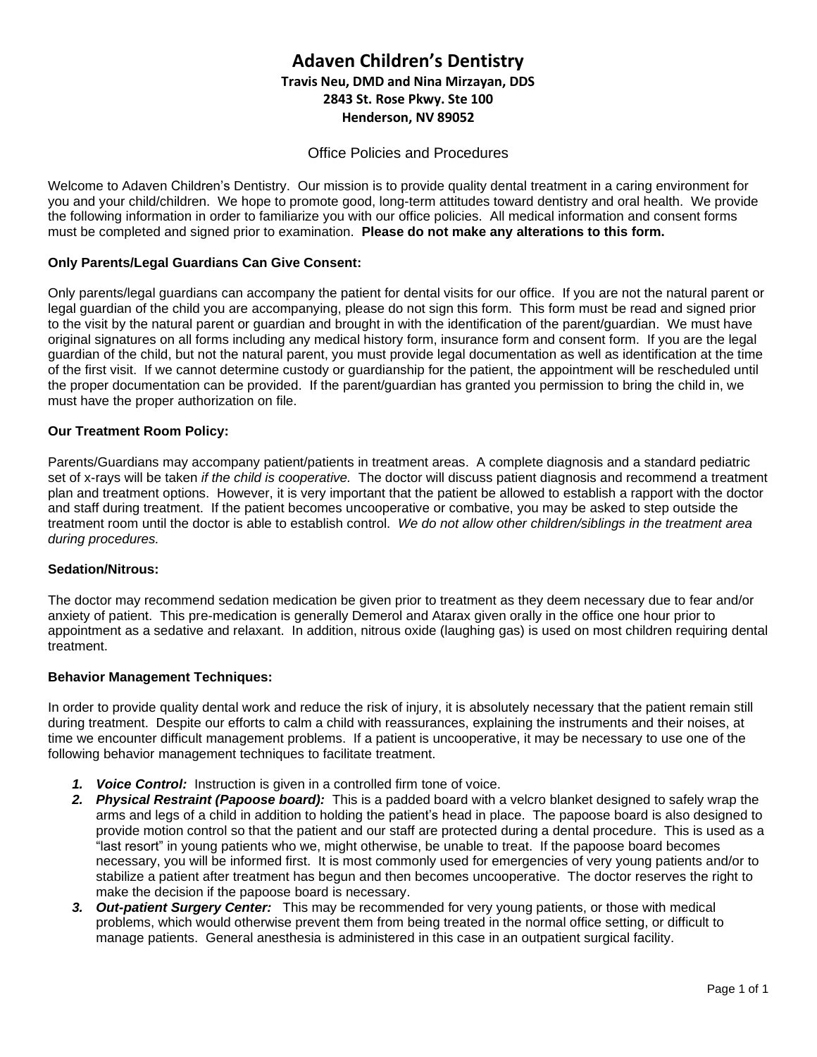# Adaven Children's Dentistry

**Travis Neu, DMD and Nina Mirzayan, DDS**
**2843 St. Rose Pkwy. Ste 100**
**Henderson, NV 89052**

## Office Policies and Procedures

Welcome to Adaven Children's Dentistry. Our mission is to provide quality dental treatment in a caring environment for you and your child/children. We hope to promote good, long-term attitudes toward dentistry and oral health. We provide the following information in order to familiarize you with our office policies. All medical information and consent forms must be completed and signed prior to examination. **Please do not make any alterations to this form.**

**Only Parents/Legal Guardians Can Give Consent:**

Only parents/legal guardians can accompany the patient for dental visits for our office. If you are not the natural parent or legal guardian of the child you are accompanying, please do not sign this form. This form must be read and signed prior to the visit by the natural parent or guardian and brought in with the identification of the parent/guardian. We must have original signatures on all forms including any medical history form, insurance form and consent form. If you are the legal guardian of the child, but not the natural parent, you must provide legal documentation as well as identification at the time of the first visit. If we cannot determine custody or guardianship for the patient, the appointment will be rescheduled until the proper documentation can be provided. If the parent/guardian has granted you permission to bring the child in, we must have the proper authorization on file.

**Our Treatment Room Policy:**

Parents/Guardians may accompany patient/patients in treatment areas. A complete diagnosis and a standard pediatric set of x-rays will be taken *if the child is cooperative.* The doctor will discuss patient diagnosis and recommend a treatment plan and treatment options. However, it is very important that the patient be allowed to establish a rapport with the doctor and staff during treatment. If the patient becomes uncooperative or combative, you may be asked to step outside the treatment room until the doctor is able to establish control. *We do not allow other children/siblings in the treatment area during procedures.*

**Sedation/Nitrous:**

The doctor may recommend sedation medication be given prior to treatment as they deem necessary due to fear and/or anxiety of patient. This pre-medication is generally Demerol and Atarax given orally in the office one hour prior to appointment as a sedative and relaxant. In addition, nitrous oxide (laughing gas) is used on most children requiring dental treatment.

**Behavior Management Techniques:**

In order to provide quality dental work and reduce the risk of injury, it is absolutely necessary that the patient remain still during treatment. Despite our efforts to calm a child with reassurances, explaining the instruments and their noises, at time we encounter difficult management problems. If a patient is uncooperative, it may be necessary to use one of the following behavior management techniques to facilitate treatment.

1. ***Voice Control:*** Instruction is given in a controlled firm tone of voice.
2. ***Physical Restraint (Papoose board):*** This is a padded board with a velcro blanket designed to safely wrap the arms and legs of a child in addition to holding the patient's head in place. The papoose board is also designed to provide motion control so that the patient and our staff are protected during a dental procedure. This is used as a "last resort" in young patients who we, might otherwise, be unable to treat. If the papoose board becomes necessary, you will be informed first. It is most commonly used for emergencies of very young patients and/or to stabilize a patient after treatment has begun and then becomes uncooperative. The doctor reserves the right to make the decision if the papoose board is necessary.
3. ***Out-patient Surgery Center:*** This may be recommended for very young patients, or those with medical problems, which would otherwise prevent them from being treated in the normal office setting, or difficult to manage patients. General anesthesia is administered in this case in an outpatient surgical facility.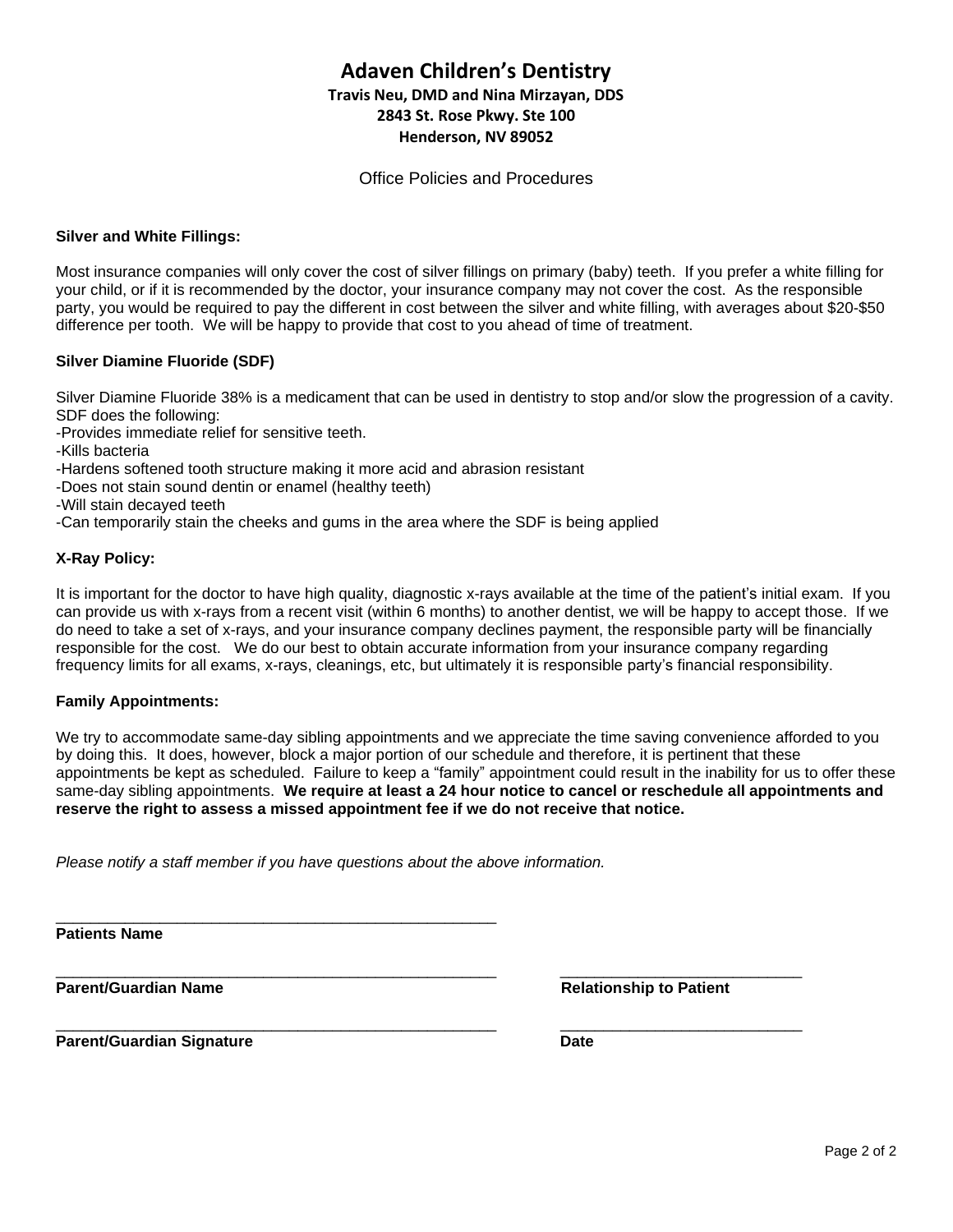# Adaven Children's Dentistry

**Travis Neu, DMD and Nina Mirzayan, DDS**
**2843 St. Rose Pkwy. Ste 100**
**Henderson, NV 89052**

Office Policies and Procedures

**Silver and White Fillings:**

Most insurance companies will only cover the cost of silver fillings on primary (baby) teeth. If you prefer a white filling for your child, or if it is recommended by the doctor, your insurance company may not cover the cost. As the responsible party, you would be required to pay the different in cost between the silver and white filling, with averages about $20-$50 difference per tooth. We will be happy to provide that cost to you ahead of time of treatment.

**Silver Diamine Fluoride (SDF)**

Silver Diamine Fluoride 38% is a medicament that can be used in dentistry to stop and/or slow the progression of a cavity. SDF does the following:
-Provides immediate relief for sensitive teeth.
-Kills bacteria
-Hardens softened tooth structure making it more acid and abrasion resistant
-Does not stain sound dentin or enamel (healthy teeth)
-Will stain decayed teeth
-Can temporarily stain the cheeks and gums in the area where the SDF is being applied

**X-Ray Policy:**

It is important for the doctor to have high quality, diagnostic x-rays available at the time of the patient's initial exam. If you can provide us with x-rays from a recent visit (within 6 months) to another dentist, we will be happy to accept those. If we do need to take a set of x-rays, and your insurance company declines payment, the responsible party will be financially responsible for the cost. We do our best to obtain accurate information from your insurance company regarding frequency limits for all exams, x-rays, cleanings, etc, but ultimately it is responsible party's financial responsibility.

**Family Appointments:**

We try to accommodate same-day sibling appointments and we appreciate the time saving convenience afforded to you by doing this. It does, however, block a major portion of our schedule and therefore, it is pertinent that these appointments be kept as scheduled. Failure to keep a "family" appointment could result in the inability for us to offer these same-day sibling appointments. **We require at least a 24 hour notice to cancel or reschedule all appointments and reserve the right to assess a missed appointment fee if we do not receive that notice.**

*Please notify a staff member if you have questions about the above information.*

\_\_\_\_\_\_\_\_\_\_\_\_\_\_\_\_\_\_\_\_\_\_\_\_\_\_\_\_\_\_\_\_\_\_\_\_\_\_\_\_\_\_\_\_\_\_\_\_\_\_
**Patients Name**

\_\_\_\_\_\_\_\_\_\_\_\_\_\_\_\_\_\_\_\_\_\_\_\_\_\_\_\_\_\_\_\_\_\_\_\_\_\_\_\_\_\_\_\_\_\_\_\_\_\_ \_\_\_\_\_\_\_\_\_\_\_\_\_\_\_\_\_\_\_\_\_\_\_\_\_\_\_\_
**Parent/Guardian Name** **Relationship to Patient**

\_\_\_\_\_\_\_\_\_\_\_\_\_\_\_\_\_\_\_\_\_\_\_\_\_\_\_\_\_\_\_\_\_\_\_\_\_\_\_\_\_\_\_\_\_\_\_\_\_\_ \_\_\_\_\_\_\_\_\_\_\_\_\_\_\_\_\_\_\_\_\_\_\_\_\_\_\_\_
**Parent/Guardian Signature** **Date**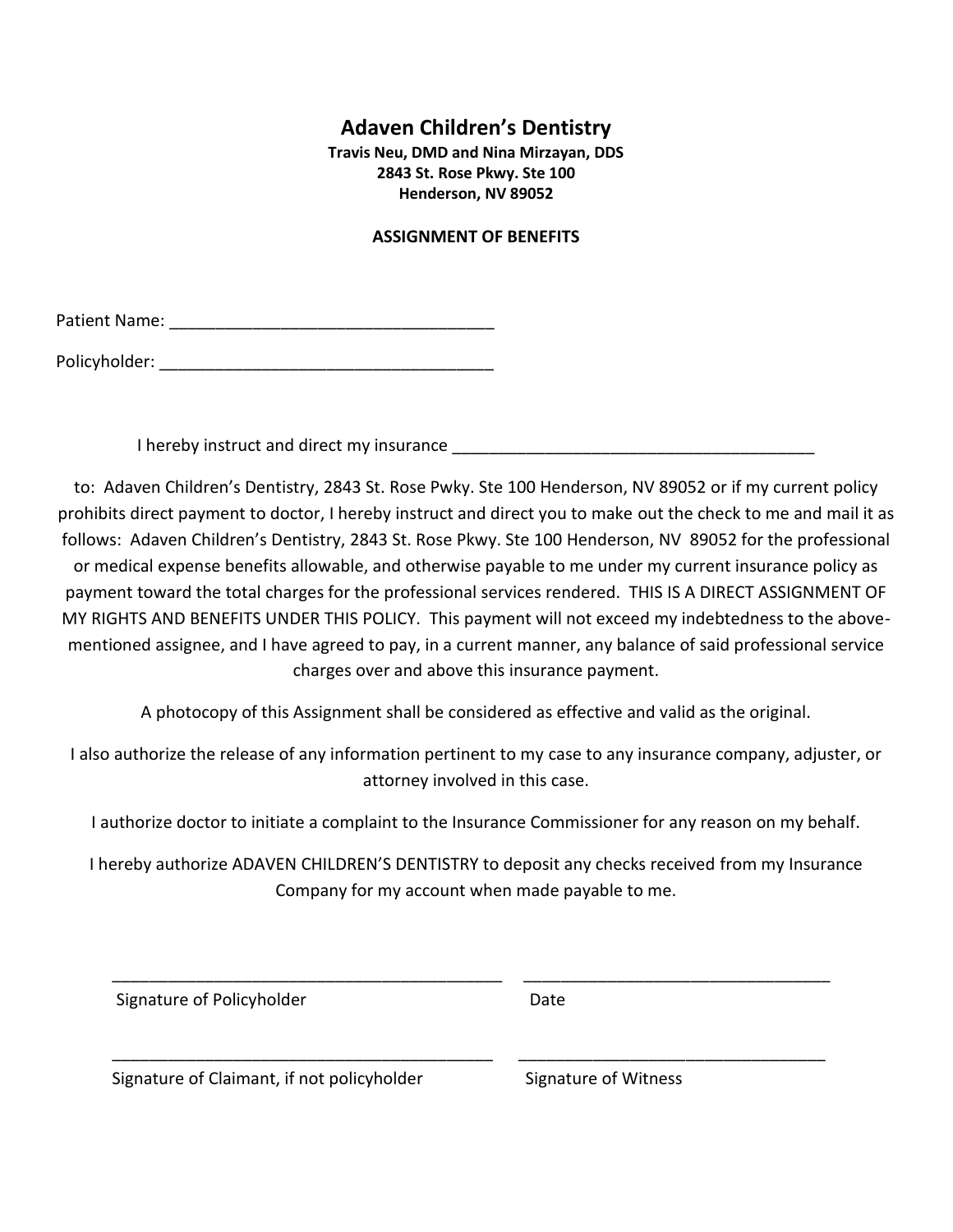# Adaven Children's Dentistry

**Travis Neu, DMD and Nina Mirzayan, DDS**
**2843 St. Rose Pkwy. Ste 100**
**Henderson, NV 89052**

**ASSIGNMENT OF BENEFITS**

Patient Name: ___________________________________

Policyholder: ____________________________________

I hereby instruct and direct my insurance ________________________________________

to: Adaven Children's Dentistry, 2843 St. Rose Pwky. Ste 100 Henderson, NV 89052 or if my current policy prohibits direct payment to doctor, I hereby instruct and direct you to make out the check to me and mail it as follows: Adaven Children's Dentistry, 2843 St. Rose Pkwy. Ste 100 Henderson, NV 89052 for the professional or medical expense benefits allowable, and otherwise payable to me under my current insurance policy as payment toward the total charges for the professional services rendered. THIS IS A DIRECT ASSIGNMENT OF MY RIGHTS AND BENEFITS UNDER THIS POLICY. This payment will not exceed my indebtedness to the above-mentioned assignee, and I have agreed to pay, in a current manner, any balance of said professional service charges over and above this insurance payment.

A photocopy of this Assignment shall be considered as effective and valid as the original.

I also authorize the release of any information pertinent to my case to any insurance company, adjuster, or attorney involved in this case.

I authorize doctor to initiate a complaint to the Insurance Commissioner for any reason on my behalf.

I hereby authorize ADAVEN CHILDREN'S DENTISTRY to deposit any checks received from my Insurance Company for my account when made payable to me.

___________________________________________ _________________________________

Signature of Policyholder Date

___________________________________________ _________________________________

Signature of Claimant, if not policyholder Signature of Witness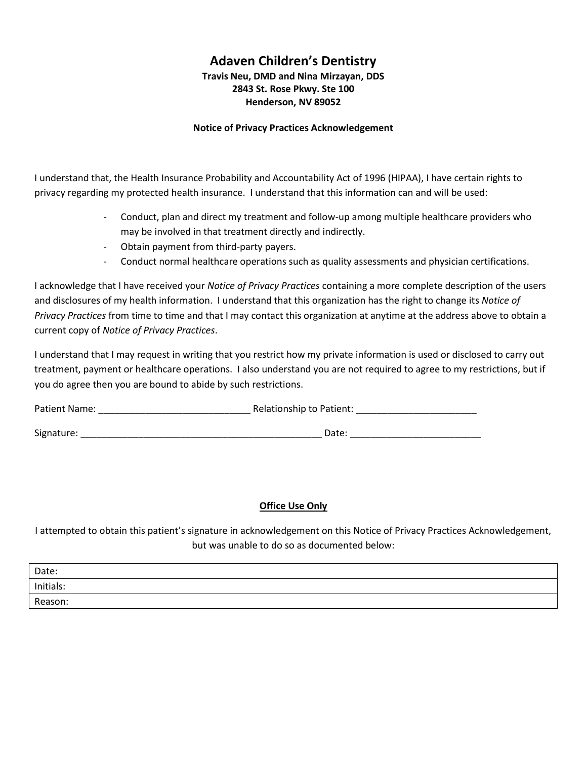# Adaven Children's Dentistry

**Travis Neu, DMD and Nina Mirzayan, DDS**
**2843 St. Rose Pkwy. Ste 100**
**Henderson, NV 89052**

**Notice of Privacy Practices Acknowledgement**

I understand that, the Health Insurance Probability and Accountability Act of 1996 (HIPAA), I have certain rights to privacy regarding my protected health insurance. I understand that this information can and will be used:

- Conduct, plan and direct my treatment and follow-up among multiple healthcare providers who may be involved in that treatment directly and indirectly.
- Obtain payment from third-party payers.
- Conduct normal healthcare operations such as quality assessments and physician certifications.

I acknowledge that I have received your *Notice of Privacy Practices* containing a more complete description of the users and disclosures of my health information. I understand that this organization has the right to change its *Notice of Privacy Practices* from time to time and that I may contact this organization at anytime at the address above to obtain a current copy of *Notice of Privacy Practices*.

I understand that I may request in writing that you restrict how my private information is used or disclosed to carry out treatment, payment or healthcare operations. I also understand you are not required to agree to my restrictions, but if you do agree then you are bound to abide by such restrictions.

Patient Name: ____________________________ Relationship to Patient: _______________________

Signature: ______________________________________________ Date: _________________________

**Office Use Only**

I attempted to obtain this patient's signature in acknowledgement on this Notice of Privacy Practices Acknowledgement, but was unable to do so as documented below:

| Date: |
| --- |
| Initials: |
| Reason: |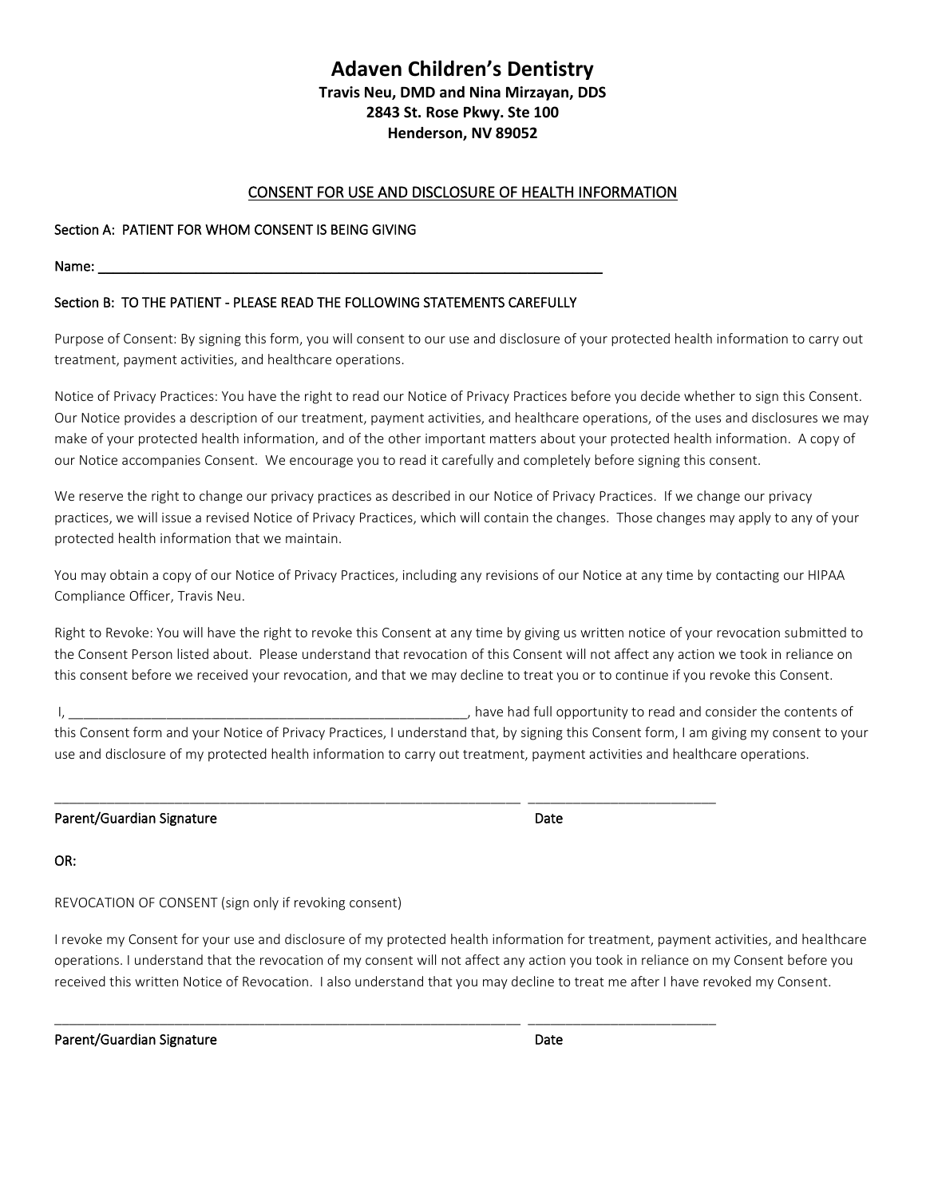# Adaven Children's Dentistry

**Travis Neu, DMD and Nina Mirzayan, DDS**
**2843 St. Rose Pkwy. Ste 100**
**Henderson, NV 89052**

## CONSENT FOR USE AND DISCLOSURE OF HEALTH INFORMATION

Section A: PATIENT FOR WHOM CONSENT IS BEING GIVING

Name: ______________________________________________________________________

Section B: TO THE PATIENT - PLEASE READ THE FOLLOWING STATEMENTS CAREFULLY

Purpose of Consent: By signing this form, you will consent to our use and disclosure of your protected health information to carry out treatment, payment activities, and healthcare operations.

Notice of Privacy Practices: You have the right to read our Notice of Privacy Practices before you decide whether to sign this Consent. Our Notice provides a description of our treatment, payment activities, and healthcare operations, of the uses and disclosures we may make of your protected health information, and of the other important matters about your protected health information. A copy of our Notice accompanies Consent. We encourage you to read it carefully and completely before signing this consent.

We reserve the right to change our privacy practices as described in our Notice of Privacy Practices. If we change our privacy practices, we will issue a revised Notice of Privacy Practices, which will contain the changes. Those changes may apply to any of your protected health information that we maintain.

You may obtain a copy of our Notice of Privacy Practices, including any revisions of our Notice at any time by contacting our HIPAA Compliance Officer, Travis Neu.

Right to Revoke: You will have the right to revoke this Consent at any time by giving us written notice of your revocation submitted to the Consent Person listed about. Please understand that revocation of this Consent will not affect any action we took in reliance on this consent before we received your revocation, and that we may decline to treat you or to continue if you revoke this Consent.

I, ______________________________________________________, have had full opportunity to read and consider the contents of this Consent form and your Notice of Privacy Practices, I understand that, by signing this Consent form, I am giving my consent to your use and disclosure of my protected health information to carry out treatment, payment activities and healthcare operations.

_________________________________________________________________ _________________________

Parent/Guardian Signature Date

OR:

REVOCATION OF CONSENT (sign only if revoking consent)

I revoke my Consent for your use and disclosure of my protected health information for treatment, payment activities, and healthcare operations. I understand that the revocation of my consent will not affect any action you took in reliance on my Consent before you received this written Notice of Revocation. I also understand that you may decline to treat me after I have revoked my Consent.

_________________________________________________________________ _________________________

Parent/Guardian Signature Date